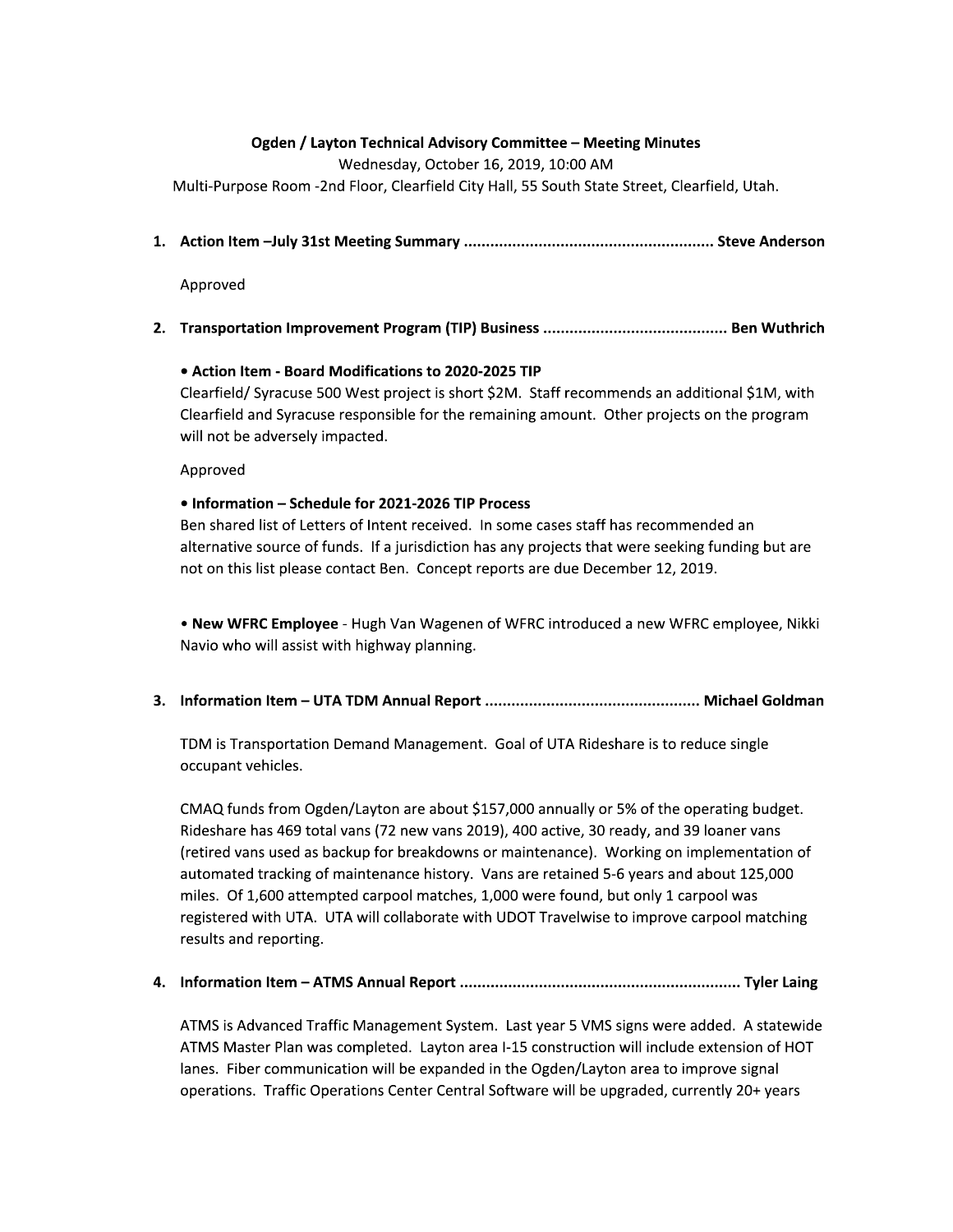**Ogden / Layton Technical Advisory Committee – Meeting Minutes**

Wednesday, October 16, 2019, 10:00 AM

Multi-Purpose Room -2nd Floor, Clearfield City Hall, 55 South State Street, Clearfield, Utah.

1. **Action Item –July 31st Meeting Summary ........................................................ Steve Anderson**

   Approved

2. **Transportation Improvement Program (TIP) Business .......................................... Ben Wuthrich**

   **• Action Item - Board Modifications to 2020-2025 TIP**

   Clearfield/ Syracuse 500 West project is short $2M. Staff recommends an additional $1M, with Clearfield and Syracuse responsible for the remaining amount. Other projects on the program will not be adversely impacted.

   Approved

   **• Information – Schedule for 2021-2026 TIP Process**

   Ben shared list of Letters of Intent received. In some cases staff has recommended an alternative source of funds. If a jurisdiction has any projects that were seeking funding but are not on this list please contact Ben. Concept reports are due December 12, 2019.

   **• New WFRC Employee** - Hugh Van Wagenen of WFRC introduced a new WFRC employee, Nikki Navio who will assist with highway planning.

3. **Information Item – UTA TDM Annual Report ................................................ Michael Goldman**

   TDM is Transportation Demand Management. Goal of UTA Rideshare is to reduce single occupant vehicles.

   CMAQ funds from Ogden/Layton are about $157,000 annually or 5% of the operating budget. Rideshare has 469 total vans (72 new vans 2019), 400 active, 30 ready, and 39 loaner vans (retired vans used as backup for breakdowns or maintenance). Working on implementation of automated tracking of maintenance history. Vans are retained 5-6 years and about 125,000 miles. Of 1,600 attempted carpool matches, 1,000 were found, but only 1 carpool was registered with UTA. UTA will collaborate with UDOT Travelwise to improve carpool matching results and reporting.

4. **Information Item – ATMS Annual Report ............................................................... Tyler Laing**

   ATMS is Advanced Traffic Management System. Last year 5 VMS signs were added. A statewide ATMS Master Plan was completed. Layton area I-15 construction will include extension of HOT lanes. Fiber communication will be expanded in the Ogden/Layton area to improve signal operations. Traffic Operations Center Central Software will be upgraded, currently 20+ years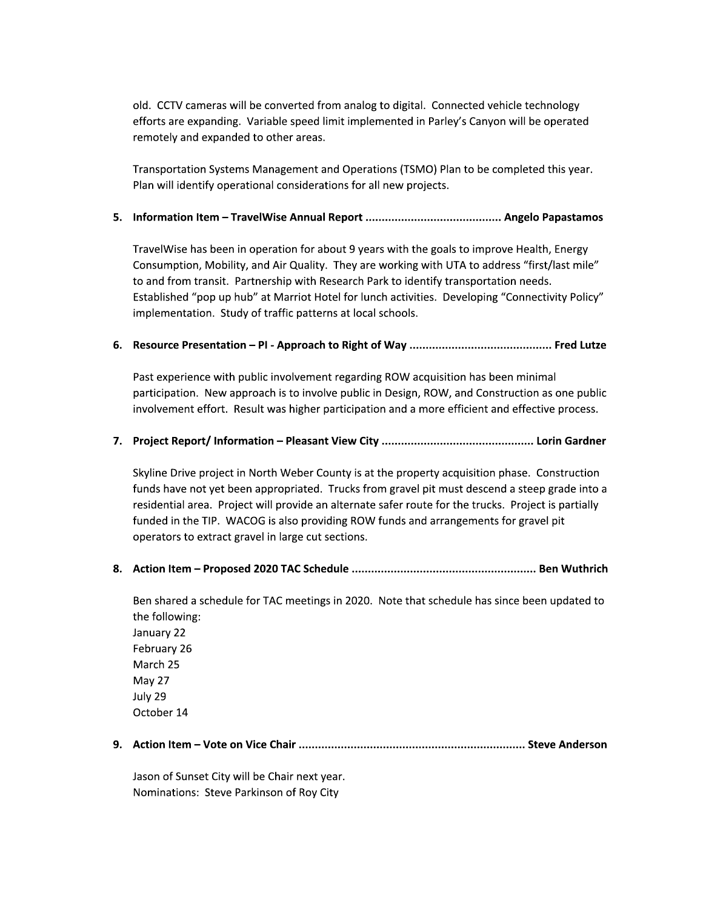old. CCTV cameras will be converted from analog to digital. Connected vehicle technology efforts are expanding. Variable speed limit implemented in Parley's Canyon will be operated remotely and expanded to other areas.

Transportation Systems Management and Operations (TSMO) Plan to be completed this year. Plan will identify operational considerations for all new projects.

5. **Information Item – TravelWise Annual Report .......................................... Angelo Papastamos**

   TravelWise has been in operation for about 9 years with the goals to improve Health, Energy Consumption, Mobility, and Air Quality. They are working with UTA to address "first/last mile" to and from transit. Partnership with Research Park to identify transportation needs. Established "pop up hub" at Marriot Hotel for lunch activities. Developing "Connectivity Policy" implementation. Study of traffic patterns at local schools.

6. **Resource Presentation – PI - Approach to Right of Way ........................................... Fred Lutze**

   Past experience with public involvement regarding ROW acquisition has been minimal participation. New approach is to involve public in Design, ROW, and Construction as one public involvement effort. Result was higher participation and a more efficient and effective process.

7. **Project Report/ Information – Pleasant View City .............................................. Lorin Gardner**

   Skyline Drive project in North Weber County is at the property acquisition phase. Construction funds have not yet been appropriated. Trucks from gravel pit must descend a steep grade into a residential area. Project will provide an alternate safer route for the trucks. Project is partially funded in the TIP. WACOG is also providing ROW funds and arrangements for gravel pit operators to extract gravel in large cut sections.

8. **Action Item – Proposed 2020 TAC Schedule ......................................................... Ben Wuthrich**

   Ben shared a schedule for TAC meetings in 2020. Note that schedule has since been updated to the following:
   January 22
   February 26
   March 25
   May 27
   July 29
   October 14

9. **Action Item – Vote on Vice Chair ...................................................................... Steve Anderson**

   Jason of Sunset City will be Chair next year.
   Nominations: Steve Parkinson of Roy City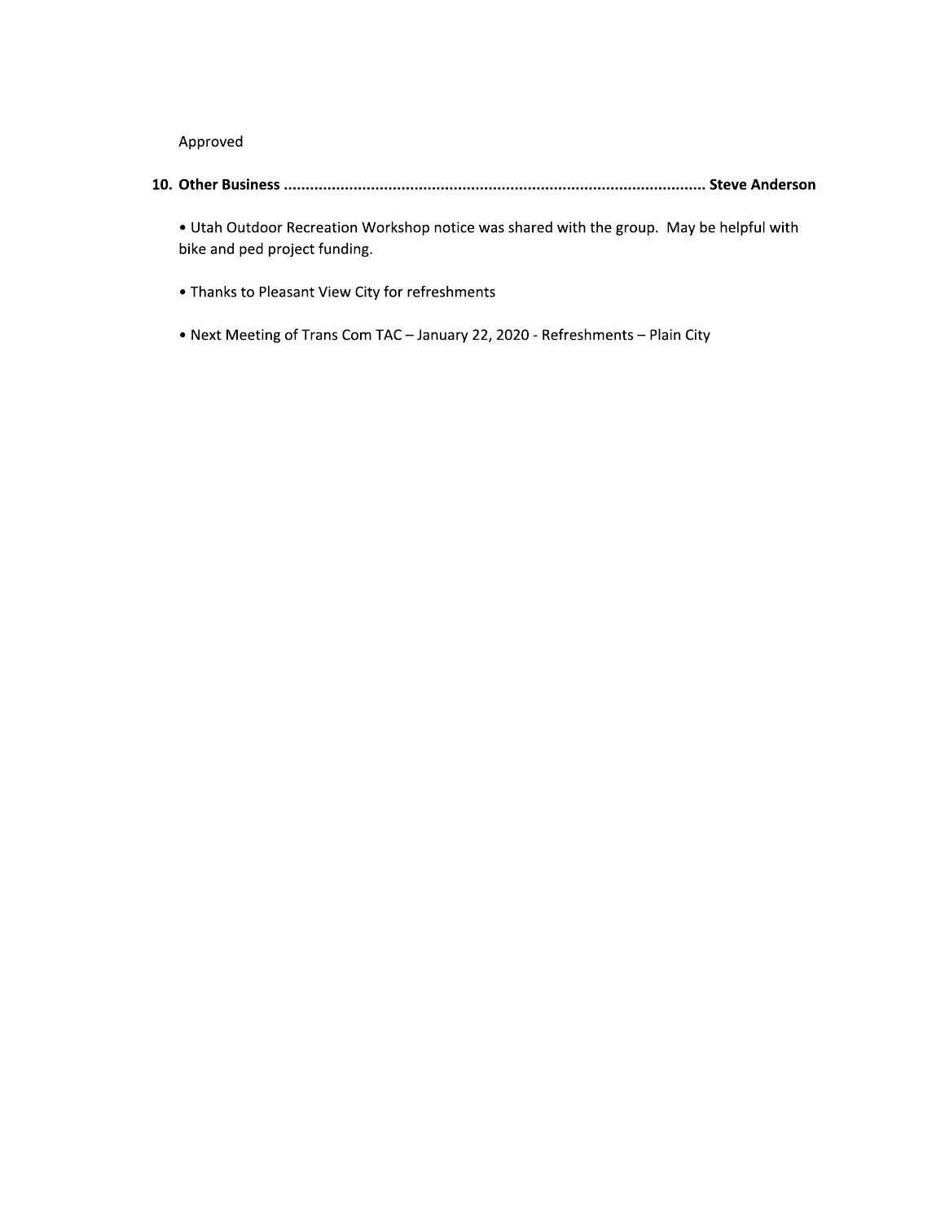Approved

**10. Other Business ................................................................................................ Steve Anderson**

• Utah Outdoor Recreation Workshop notice was shared with the group. May be helpful with bike and ped project funding.

• Thanks to Pleasant View City for refreshments

• Next Meeting of Trans Com TAC – January 22, 2020 - Refreshments – Plain City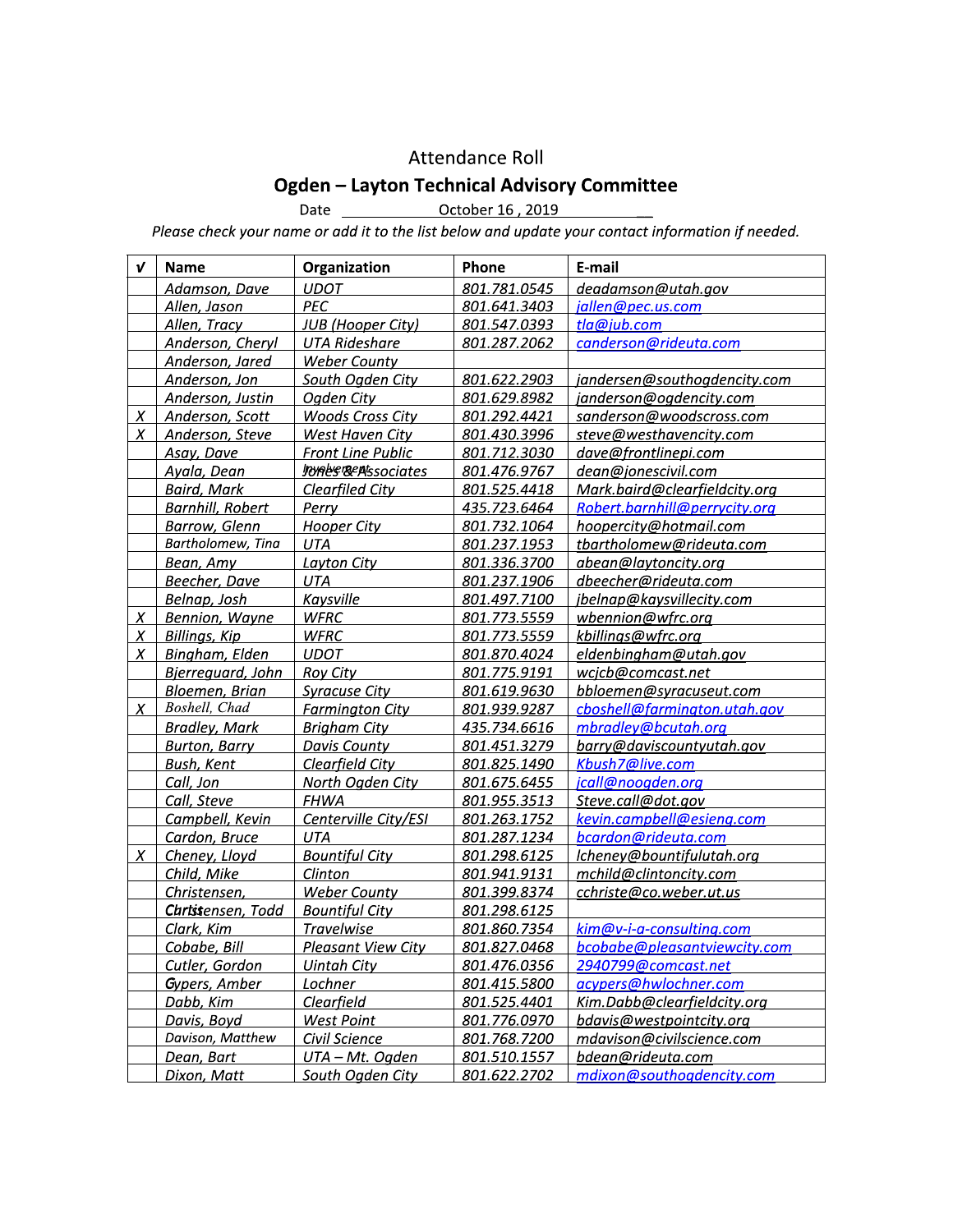Attendance Roll

**Ogden – Layton Technical Advisory Committee**

Date October 16 , 2019

*Please check your name or add it to the list below and update your contact information if needed.*

| √ | Name | Organization | Phone | E-mail |
|---|---|---|---|---|
| | Adamson, Dave | UDOT | 801.781.0545 | deadamson@utah.gov |
| | Allen, Jason | PEC | 801.641.3403 | jallen@pec.us.com |
| | Allen, Tracy | JUB (Hooper City) | 801.547.0393 | tla@jub.com |
| | Anderson, Cheryl | UTA Rideshare | 801.287.2062 | canderson@rideuta.com |
| | Anderson, Jared | Weber County | | |
| | Anderson, Jon | South Ogden City | 801.622.2903 | jandersen@southogdencity.com |
| | Anderson, Justin | Ogden City | 801.629.8982 | janderson@ogdencity.com |
| X | Anderson, Scott | Woods Cross City | 801.292.4421 | sanderson@woodscross.com |
| X | Anderson, Steve | West Haven City | 801.430.3996 | steve@westhavencity.com |
| | Asay, Dave | Front Line Public Involvement | 801.712.3030 | dave@frontlinepi.com |
| | Ayala, Dean | Jones & Associates | 801.476.9767 | dean@jonescivil.com |
| | Baird, Mark | Clearfiled City | 801.525.4418 | Mark.baird@clearfieldcity.org |
| | Barnhill, Robert | Perry | 435.723.6464 | Robert.barnhill@perrycity.org |
| | Barrow, Glenn | Hooper City | 801.732.1064 | hoopercity@hotmail.com |
| | Bartholomew, Tina | UTA | 801.237.1953 | tbartholomew@rideuta.com |
| | Bean, Amy | Layton City | 801.336.3700 | abean@laytoncity.org |
| | Beecher, Dave | UTA | 801.237.1906 | dbeecher@rideuta.com |
| | Belnap, Josh | Kaysville | 801.497.7100 | jbelnap@kaysvillecity.com |
| X | Bennion, Wayne | WFRC | 801.773.5559 | wbennion@wfrc.org |
| X | Billings, Kip | WFRC | 801.773.5559 | kbillings@wfrc.org |
| X | Bingham, Elden | UDOT | 801.870.4024 | eldenbingham@utah.gov |
| | Bjerreguard, John | Roy City | 801.775.9191 | wcjcb@comcast.net |
| | Bloemen, Brian | Syracuse City | 801.619.9630 | bbloemen@syracuseut.com |
| X | Boshell, Chad | Farmington City | 801.939.9287 | cboshell@farmington.utah.gov |
| | Bradley, Mark | Brigham City | 435.734.6616 | mbradley@bcutah.org |
| | Burton, Barry | Davis County | 801.451.3279 | barry@daviscountyutah.gov |
| | Bush, Kent | Clearfield City | 801.825.1490 | Kbush7@live.com |
| | Call, Jon | North Ogden City | 801.675.6455 | jcall@noogden.org |
| | Call, Steve | FHWA | 801.955.3513 | Steve.call@dot.gov |
| | Campbell, Kevin | Centerville City/ESI | 801.263.1752 | kevin.campbell@esieng.com |
| | Cardon, Bruce | UTA | 801.287.1234 | bcardon@rideuta.com |
| X | Cheney, Lloyd | Bountiful City | 801.298.6125 | lcheney@bountifulutah.org |
| | Child, Mike | Clinton | 801.941.9131 | mchild@clintoncity.com |
| | Christensen, Chris | Weber County | 801.399.8374 | cchriste@co.weber.ut.us |
| | Christensen, Todd | Bountiful City | 801.298.6125 | |
| | Clark, Kim | Travelwise | 801.860.7354 | kim@v-i-a-consulting.com |
| | Cobabe, Bill | Pleasant View City | 801.827.0468 | bcobabe@pleasantviewcity.com |
| | Cutler, Gordon | Uintah City | 801.476.0356 | 2940799@comcast.net |
| | Cypers, Amber | Lochner | 801.415.5800 | acypers@hwlochner.com |
| | Dabb, Kim | Clearfield | 801.525.4401 | Kim.Dabb@clearfieldcity.org |
| | Davis, Boyd | West Point | 801.776.0970 | bdavis@westpointcity.org |
| | Davison, Matthew | Civil Science | 801.768.7200 | mdavison@civilscience.com |
| | Dean, Bart | UTA – Mt. Ogden | 801.510.1557 | bdean@rideuta.com |
| | Dixon, Matt | South Ogden City | 801.622.2702 | mdixon@southogdencity.com |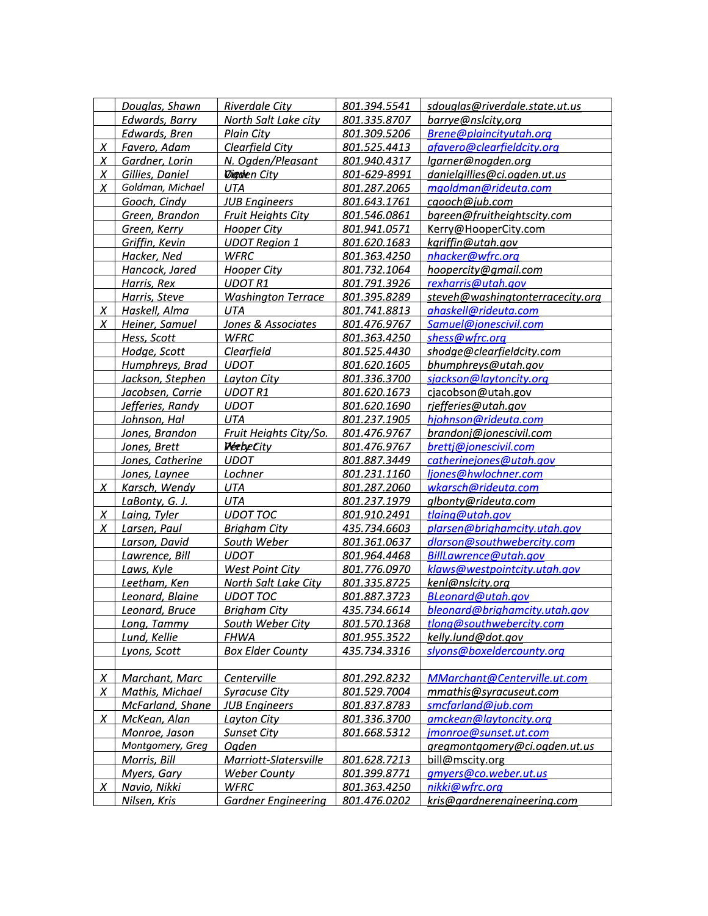| | | | | |
|---|---|---|---|---|
| | Douglas, Shawn | Riverdale City | 801.394.5541 | sdouglas@riverdale.state.ut.us |
| | Edwards, Barry | North Salt Lake city | 801.335.8707 | barrye@nslcity,org |
| | Edwards, Bren | Plain City | 801.309.5206 | Brene@plaincityutah.org |
| X | Favero, Adam | Clearfield City | 801.525.4413 | afavero@clearfieldcity.org |
| X | Gardner, Lorin | N. Ogden/Pleasant View | 801.940.4317 | lgarner@nogden.org |
| X | Gillies, Daniel | Ogden City | 801-629-8991 | danielgillies@ci.ogden.ut.us |
| X | Goldman, Michael | UTA | 801.287.2065 | mgoldman@rideuta.com |
| | Gooch, Cindy | JUB Engineers | 801.643.1761 | cgooch@jub.com |
| | Green, Brandon | Fruit Heights City | 801.546.0861 | bgreen@fruitheightscity.com |
| | Green, Kerry | Hooper City | 801.941.0571 | Kerry@HooperCity.com |
| | Griffin, Kevin | UDOT Region 1 | 801.620.1683 | kgriffin@utah.gov |
| | Hacker, Ned | WFRC | 801.363.4250 | nhacker@wfrc.org |
| | Hancock, Jared | Hooper City | 801.732.1064 | hoopercity@gmail.com |
| | Harris, Rex | UDOT R1 | 801.791.3926 | rexharris@utah.gov |
| | Harris, Steve | Washington Terrace | 801.395.8289 | steveh@washingtonterracecity.org |
| X | Haskell, Alma | UTA | 801.741.8813 | ahaskell@rideuta.com |
| X | Heiner, Samuel | Jones & Associates | 801.476.9767 | Samuel@jonescivil.com |
| | Hess, Scott | WFRC | 801.363.4250 | shess@wfrc.org |
| | Hodge, Scott | Clearfield | 801.525.4430 | shodge@clearfieldcity.com |
| | Humphreys, Brad | UDOT | 801.620.1605 | bhumphreys@utah.gov |
| | Jackson, Stephen | Layton City | 801.336.3700 | sjackson@laytoncity.org |
| | Jacobsen, Carrie | UDOT R1 | 801.620.1673 | cjacobson@utah.gov |
| | Jefferies, Randy | UDOT | 801.620.1690 | rjefferies@utah.gov |
| | Johnson, Hal | UTA | 801.237.1905 | hjohnson@rideuta.com |
| | Jones, Brandon | Fruit Heights City/So. Weber | 801.476.9767 | brandonj@jonescivil.com |
| | Jones, Brett | Perry City | 801.476.9767 | brettj@jonescivil.com |
| | Jones, Catherine | UDOT | 801.887.3449 | catherinejones@utah.gov |
| | Jones, Laynee | Lochner | 801.231.1160 | ljones@hwlochner.com |
| X | Karsch, Wendy | UTA | 801.287.2060 | wkarsch@rideuta.com |
| | LaBonty, G. J. | UTA | 801.237.1979 | glbonty@rideuta.com |
| X | Laing, Tyler | UDOT TOC | 801.910.2491 | tlaing@utah.gov |
| X | Larsen, Paul | Brigham City | 435.734.6603 | plarsen@brighamcity.utah.gov |
| | Larson, David | South Weber | 801.361.0637 | dlarson@southwebercity.com |
| | Lawrence, Bill | UDOT | 801.964.4468 | BillLawrence@utah.gov |
| | Laws, Kyle | West Point City | 801.776.0970 | klaws@westpointcity.utah.gov |
| | Leetham, Ken | North Salt Lake City | 801.335.8725 | kenl@nslcity.org |
| | Leonard, Blaine | UDOT TOC | 801.887.3723 | BLeonard@utah.gov |
| | Leonard, Bruce | Brigham City | 435.734.6614 | bleonard@brighamcity.utah.gov |
| | Long, Tammy | South Weber City | 801.570.1368 | tlong@southwebercity.com |
| | Lund, Kellie | FHWA | 801.955.3522 | kelly.lund@dot.gov |
| | Lyons, Scott | Box Elder County | 435.734.3316 | slyons@boxeldercounty.org |
| | | | | |
| X | Marchant, Marc | Centerville | 801.292.8232 | MMarchant@Centerville.ut.com |
| X | Mathis, Michael | Syracuse City | 801.529.7004 | mmathis@syracuseut.com |
| | McFarland, Shane | JUB Engineers | 801.837.8783 | smcfarland@jub.com |
| X | McKean, Alan | Layton City | 801.336.3700 | amckean@laytoncity.org |
| | Monroe, Jason | Sunset City | 801.668.5312 | jmonroe@sunset.ut.com |
| | Montgomery, Greg | Ogden | | gregmontgomery@ci.ogden.ut.us |
| | Morris, Bill | Marriott-Slatersville | 801.628.7213 | bill@mscity.org |
| | Myers, Gary | Weber County | 801.399.8771 | gmyers@co.weber.ut.us |
| X | Navio, Nikki | WFRC | 801.363.4250 | nikki@wfrc.org |
| | Nilsen, Kris | Gardner Engineering | 801.476.0202 | kris@gardnerengineering.com |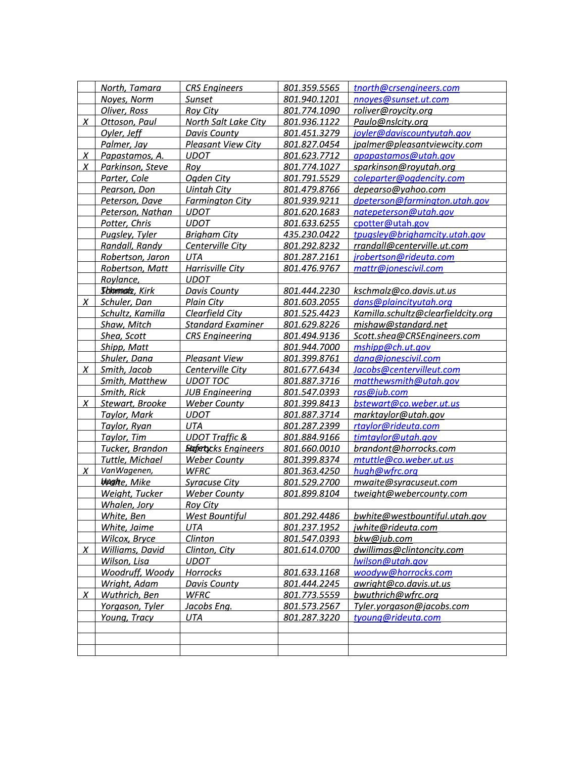| | | | | |
|---|---|---|---|---|
| | North, Tamara | CRS Engineers | 801.359.5565 | tnorth@crsengineers.com |
| | Noyes, Norm | Sunset | 801.940.1201 | nnoyes@sunset.ut.com |
| | Oliver, Ross | Roy City | 801.774.1090 | roliver@roycity.org |
| X | Ottoson, Paul | North Salt Lake City | 801.936.1122 | Paulo@nslcity.org |
| | Oyler, Jeff | Davis County | 801.451.3279 | joyler@daviscountyutah.gov |
| | Palmer, Jay | Pleasant View City | 801.827.0454 | jpalmer@pleasantviewcity.com |
| X | Papastamos, A. | UDOT | 801.623.7712 | apapastamos@utah.gov |
| X | Parkinson, Steve | Roy | 801.774.1027 | sparkinson@royutah.org |
| | Parter, Cole | Ogden City | 801.791.5529 | coleparter@ogdencity.com |
| | Pearson, Don | Uintah City | 801.479.8766 | depearso@yahoo.com |
| | Peterson, Dave | Farmington City | 801.939.9211 | dpeterson@farmington.utah.gov |
| | Peterson, Nathan | UDOT | 801.620.1683 | natepeterson@utah.gov |
| | Potter, Chris | UDOT | 801.633.6255 | cpotter@utah.gov |
| | Pugsley, Tyler | Brigham City | 435.230.0422 | tpugsley@brighamcity.utah.gov |
| | Randall, Randy | Centerville City | 801.292.8232 | rrandall@centerville.ut.com |
| | Robertson, Jaron | UTA | 801.287.2161 | jrobertson@rideuta.com |
| | Robertson, Matt | Harrisville City | 801.476.9767 | mattr@jonescivil.com |
| | Roylance, Thomas | UDOT | | |
| | Schmalz, Kirk | Davis County | 801.444.2230 | kschmalz@co.davis.ut.us |
| X | Schuler, Dan | Plain City | 801.603.2055 | dans@plaincityutah.org |
| | Schultz, Kamilla | Clearfield City | 801.525.4423 | Kamilla.schultz@clearfieldcity.org |
| | Shaw, Mitch | Standard Examiner | 801.629.8226 | mishaw@standard.net |
| | Shea, Scott | CRS Engineering | 801.494.9136 | Scott.shea@CRSEngineers.com |
| | Shipp, Matt | | 801.944.7000 | mshipp@ch.ut.gov |
| | Shuler, Dana | Pleasant View | 801.399.8761 | dana@jonescivil.com |
| X | Smith, Jacob | Centerville City | 801.677.6434 | Jacobs@centervilleut.com |
| | Smith, Matthew | UDOT TOC | 801.887.3716 | matthewsmith@utah.gov |
| | Smith, Rick | JUB Engineering | 801.547.0393 | ras@jub.com |
| X | Stewart, Brooke | Weber County | 801.399.8413 | bstewart@co.weber.ut.us |
| | Taylor, Mark | UDOT | 801.887.3714 | marktaylor@utah.gov |
| | Taylor, Ryan | UTA | 801.287.2399 | rtaylor@rideuta.com |
| | Taylor, Tim | UDOT Traffic & Safety | 801.884.9166 | timtaylor@utah.gov |
| | Tucker, Brandon | Horrocks Engineers | 801.660.0010 | brandont@horrocks.com |
| | Tuttle, Michael | Weber County | 801.399.8374 | mtuttle@co.weber.ut.us |
| X | VanWagenen, Hugh | WFRC | 801.363.4250 | hugh@wfrc.org |
| | Waite, Mike | Syracuse City | 801.529.2700 | mwaite@syracuseut.com |
| | Weight, Tucker | Weber County | 801.899.8104 | tweight@webercounty.com |
| | Whalen, Jory | Roy City | | |
| | White, Ben | West Bountiful | 801.292.4486 | bwhite@westbountiful.utah.gov |
| | White, Jaime | UTA | 801.237.1952 | jwhite@rideuta.com |
| | Wilcox, Bryce | Clinton | 801.547.0393 | bkw@jub.com |
| X | Williams, David | Clinton, City | 801.614.0700 | dwillimas@clintoncity.com |
| | Wilson, Lisa | UDOT | | lwilson@utah.gov |
| | Woodruff, Woody | Horrocks | 801.633.1168 | woodyw@horrocks.com |
| | Wright, Adam | Davis County | 801.444.2245 | awright@co.davis.ut.us |
| X | Wuthrich, Ben | WFRC | 801.773.5559 | bwuthrich@wfrc.org |
| | Yorgason, Tyler | Jacobs Eng. | 801.573.2567 | Tyler.yorgason@jacobs.com |
| | Young, Tracy | UTA | 801.287.3220 | tyoung@rideuta.com |
| | | | | |
| | | | | |
| | | | | |